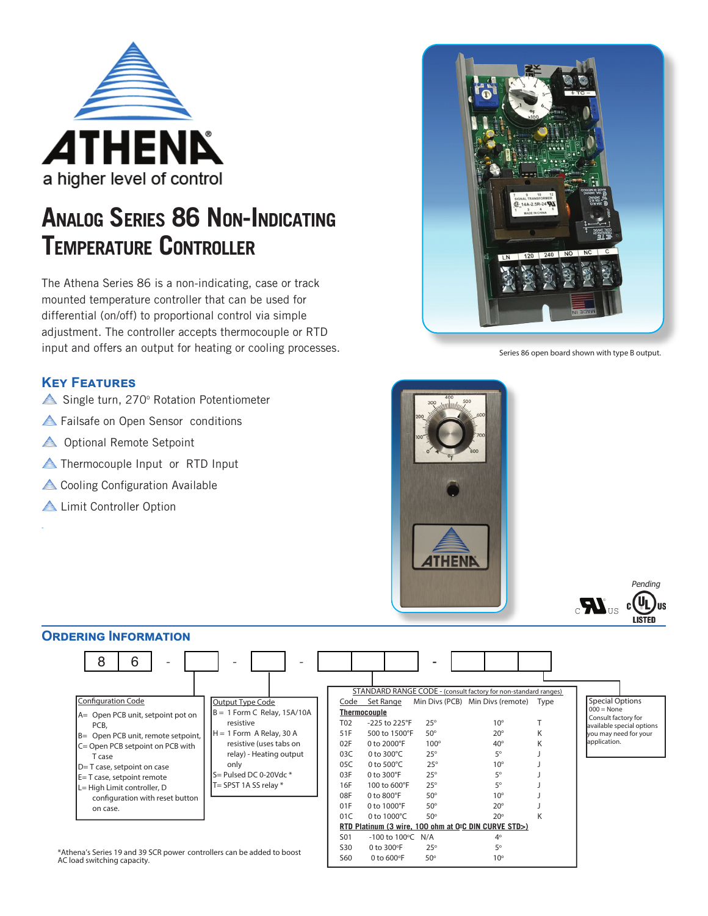# ATHENA

a higher level of control

# Analog Series 86 Non-Indicating Temperature Controller

The Athena Series 86 is a non-indicating, case or track mounted temperature controller that can be used for differential (on/off) to proportional control via simple adjustment. The controller accepts thermocouple or RTD input and offers an output for heating or cooling processes.

Series 86 open board shown with type B output.

## Key Features

- Single turn, 270° Rotation Potentiometer
- Failsafe on Open Sensor conditions
- Optional Remote Setpoint
- Thermocouple Input or RTD Input
- Cooling Configuration Available
- Limit Controller Option

Pending

## Ordering Information

8 6 - ☐ - ☐ - ☐☐☐ - ☐☐☐

**Configuration Code**

- A= Open PCB unit, setpoint pot on PCB,
- B= Open PCB unit, remote setpoint,
- C= Open PCB setpoint on PCB with T case
- D= T case, setpoint on case
- E= T case, setpoint remote
- L= High Limit controller, D configuration with reset button on case.

**Output Type Code**

- B = 1 Form C Relay, 15A/10A resistive
- H = 1 Form A Relay, 30 A resistive (uses tabs on relay) - Heating output only
- S= Pulsed DC 0-20Vdc *
- T= SPST 1A SS relay *

**STANDARD RANGE CODE** - (consult factory for non-standard ranges)

| Code | Set Range | Min Divs (PCB) | Min Divs (remote) | Type |
|---|---|---|---|---|
| **Thermocouple** | | | | |
| T02 | -225 to 225°F | 25° | 10° | T |
| 51F | 500 to 1500°F | 50° | 20° | K |
| 02F | 0 to 2000°F | 100° | 40° | K |
| 03C | 0 to 300°C | 25° | 5° | J |
| 05C | 0 to 500°C | 25° | 10° | J |
| 03F | 0 to 300°F | 25° | 5° | J |
| 16F | 100 to 600°F | 25° | 5° | J |
| 08F | 0 to 800°F | 50° | 10° | J |
| 01F | 0 to 1000°F | 50° | 20° | J |
| 01C | 0 to 1000°C | 50° | 20° | K |
| **RTD Platinum (3 wire, 100 ohm at 0°C DIN CURVE STD>)** | | | | |
| S01 | -100 to 100°C | N/A | 4° | |
| S30 | 0 to 300°F | 25° | 5° | |
| S60 | 0 to 600°F | 50° | 10° | |

**Special Options**

000 = None

Consult factory for available special options you may need for your application.

*Athena's Series 19 and 39 SCR power controllers can be added to boost AC load switching capacity.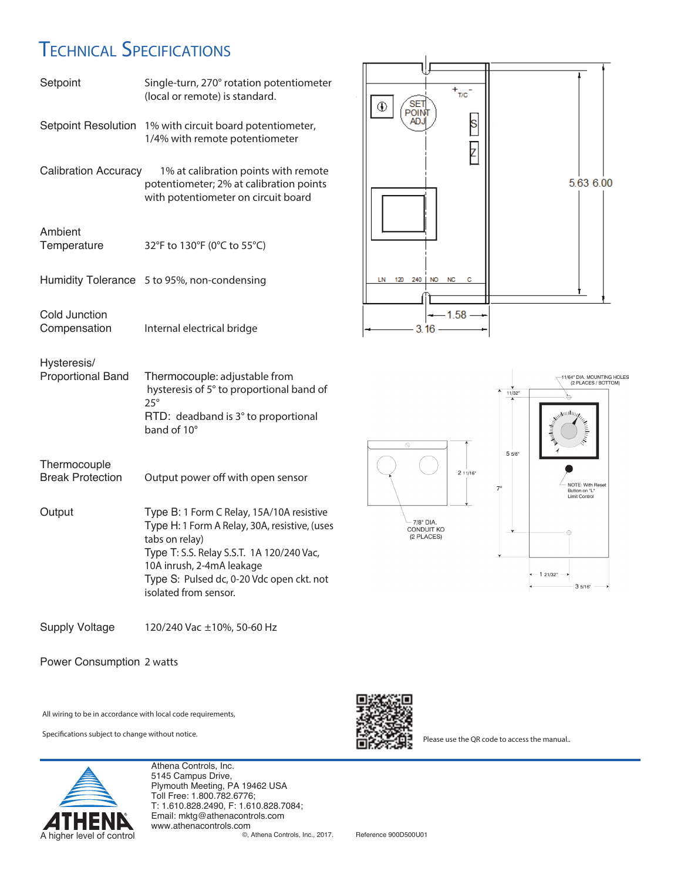# Technical Specifications

| | |
|---|---|
| Setpoint | Single-turn, 270° rotation potentiometer (local or remote) is standard. |
| Setpoint Resolution | 1% with circuit board potentiometer, 1/4% with remote potentiometer |
| Calibration Accuracy | 1% at calibration points with remote potentiometer; 2% at calibration points with potentiometer on circuit board |
| Ambient Temperature | 32°F to 130°F (0°C to 55°C) |
| Humidity Tolerance | 5 to 95%, non-condensing |
| Cold Junction Compensation | Internal electrical bridge |
| Hysteresis/ Proportional Band | Thermocouple: adjustable from hysteresis of 5° to proportional band of 25°<br>RTD: deadband is 3° to proportional band of 10° |
| Thermocouple Break Protection | Output power off with open sensor |
| Output | Type B: 1 Form C Relay, 15A/10A resistive<br>Type H: 1 Form A Relay, 30A, resistive, (uses tabs on relay)<br>Type T: S.S. Relay S.S.T. 1A 120/240 Vac, 10A inrush, 2-4mA leakage<br>Type S: Pulsed dc, 0-20 Vdc open ckt. not isolated from sensor. |
| Supply Voltage | 120/240 Vac ±10%, 50-60 Hz |
| Power Consumption | 2 watts |

T/C
SET POINT ADJ
S
Z
LN 120 240 NO NC C
5.63 6.00
1.58
3.16

11/64" DIA. MOUNTING HOLES (2 PLACES / BOTTOM)
11/32"
5 5/8"
7"
2 11/16"
NOTE: With Reset Button on "L" Limit Control
7/8" DIA. CONDUIT KO (2 PLACES)
1 21/32"
3 5/16"

All wiring to be in accordance with local code requirements,

Specifications subject to change without notice.

Please use the QR code to access the manual..

Athena Controls, Inc.
5145 Campus Drive,
Plymouth Meeting, PA 19462 USA
Toll Free: 1.800.782.6776;
T: 1.610.828.2490, F: 1.610.828.7084;
Email: mktg@athenacontrols.com
www.athenacontrols.com

ATHENA
A higher level of control

©, Athena Controls, Inc., 2017.

Reference 900D500U01